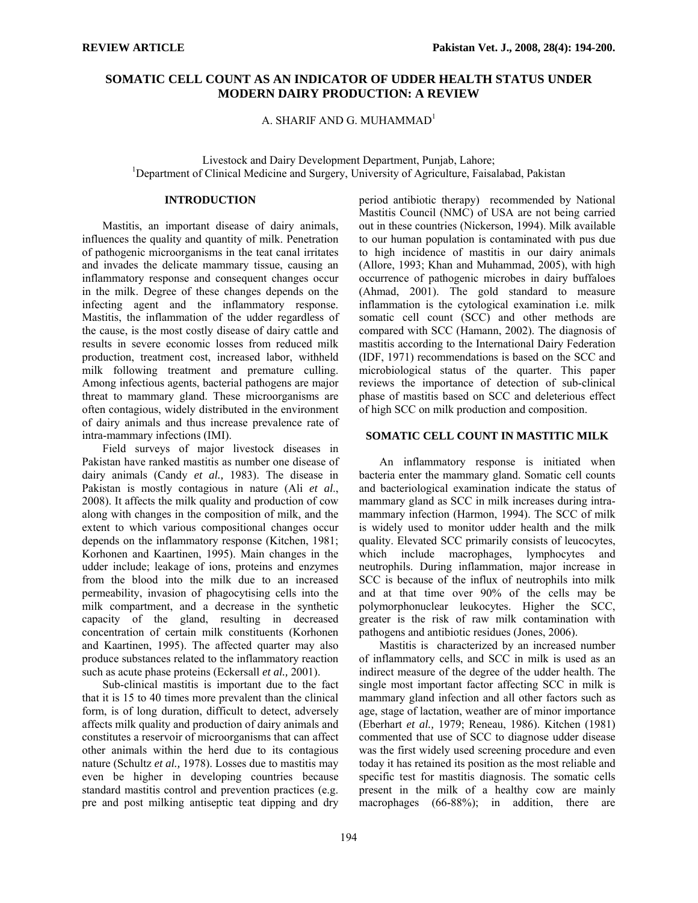**REVIEW ARTICLE**

# SOMATIC CELL COUNT AS AN INDICATOR OF UDDER HEALTH STATUS UNDER MODERN DAIRY PRODUCTION: A REVIEW

A. SHARIF AND G. MUHAMMAD[1]

Livestock and Dairy Development Department, Punjab, Lahore;
[1]Department of Clinical Medicine and Surgery, University of Agriculture, Faisalabad, Pakistan

## INTRODUCTION

Mastitis, an important disease of dairy animals, influences the quality and quantity of milk. Penetration of pathogenic microorganisms in the teat canal irritates and invades the delicate mammary tissue, causing an inflammatory response and consequent changes occur in the milk. Degree of these changes depends on the infecting agent and the inflammatory response. Mastitis, the inflammation of the udder regardless of the cause, is the most costly disease of dairy cattle and results in severe economic losses from reduced milk production, treatment cost, increased labor, withheld milk following treatment and premature culling. Among infectious agents, bacterial pathogens are major threat to mammary gland. These microorganisms are often contagious, widely distributed in the environment of dairy animals and thus increase prevalence rate of intra-mammary infections (IMI).

Field surveys of major livestock diseases in Pakistan have ranked mastitis as number one disease of dairy animals (Candy *et al.,* 1983). The disease in Pakistan is mostly contagious in nature (Ali *et al*., 2008). It affects the milk quality and production of cow along with changes in the composition of milk, and the extent to which various compositional changes occur depends on the inflammatory response (Kitchen, 1981; Korhonen and Kaartinen, 1995). Main changes in the udder include; leakage of ions, proteins and enzymes from the blood into the milk due to an increased permeability, invasion of phagocytising cells into the milk compartment, and a decrease in the synthetic capacity of the gland, resulting in decreased concentration of certain milk constituents (Korhonen and Kaartinen, 1995). The affected quarter may also produce substances related to the inflammatory reaction such as acute phase proteins (Eckersall *et al.,* 2001).

Sub-clinical mastitis is important due to the fact that it is 15 to 40 times more prevalent than the clinical form, is of long duration, difficult to detect, adversely affects milk quality and production of dairy animals and constitutes a reservoir of microorganisms that can affect other animals within the herd due to its contagious nature (Schultz *et al.,* 1978). Losses due to mastitis may even be higher in developing countries because standard mastitis control and prevention practices (e.g. pre and post milking antiseptic teat dipping and dry period antibiotic therapy) recommended by National Mastitis Council (NMC) of USA are not being carried out in these countries (Nickerson, 1994). Milk available to our human population is contaminated with pus due to high incidence of mastitis in our dairy animals (Allore, 1993; Khan and Muhammad, 2005), with high occurrence of pathogenic microbes in dairy buffaloes (Ahmad, 2001). The gold standard to measure inflammation is the cytological examination i.e. milk somatic cell count (SCC) and other methods are compared with SCC (Hamann, 2002). The diagnosis of mastitis according to the International Dairy Federation (IDF, 1971) recommendations is based on the SCC and microbiological status of the quarter. This paper reviews the importance of detection of sub-clinical phase of mastitis based on SCC and deleterious effect of high SCC on milk production and composition.

## SOMATIC CELL COUNT IN MASTITIC MILK

An inflammatory response is initiated when bacteria enter the mammary gland. Somatic cell counts and bacteriological examination indicate the status of mammary gland as SCC in milk increases during intra-mammary infection (Harmon, 1994). The SCC of milk is widely used to monitor udder health and the milk quality. Elevated SCC primarily consists of leucocytes, which include macrophages, lymphocytes and neutrophils. During inflammation, major increase in SCC is because of the influx of neutrophils into milk and at that time over 90% of the cells may be polymorphonuclear leukocytes. Higher the SCC, greater is the risk of raw milk contamination with pathogens and antibiotic residues (Jones, 2006).

Mastitis is characterized by an increased number of inflammatory cells, and SCC in milk is used as an indirect measure of the degree of the udder health. The single most important factor affecting SCC in milk is mammary gland infection and all other factors such as age, stage of lactation, weather are of minor importance (Eberhart *et al.,* 1979; Reneau, 1986). Kitchen (1981) commented that use of SCC to diagnose udder disease was the first widely used screening procedure and even today it has retained its position as the most reliable and specific test for mastitis diagnosis. The somatic cells present in the milk of a healthy cow are mainly macrophages (66-88%); in addition, there are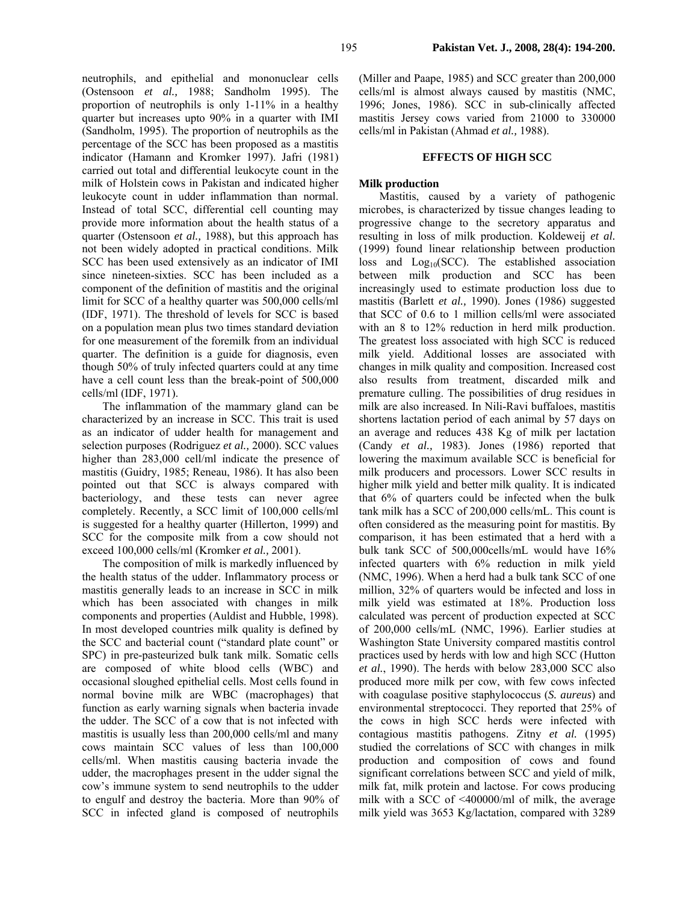neutrophils, and epithelial and mononuclear cells (Ostensoon *et al.,* 1988; Sandholm 1995). The proportion of neutrophils is only 1-11% in a healthy quarter but increases upto 90% in a quarter with IMI (Sandholm, 1995). The proportion of neutrophils as the percentage of the SCC has been proposed as a mastitis indicator (Hamann and Kromker 1997). Jafri (1981) carried out total and differential leukocyte count in the milk of Holstein cows in Pakistan and indicated higher leukocyte count in udder inflammation than normal. Instead of total SCC, differential cell counting may provide more information about the health status of a quarter (Ostensoon *et al.,* 1988), but this approach has not been widely adopted in practical conditions. Milk SCC has been used extensively as an indicator of IMI since nineteen-sixties. SCC has been included as a component of the definition of mastitis and the original limit for SCC of a healthy quarter was 500,000 cells/ml (IDF, 1971). The threshold of levels for SCC is based on a population mean plus two times standard deviation for one measurement of the foremilk from an individual quarter. The definition is a guide for diagnosis, even though 50% of truly infected quarters could at any time have a cell count less than the break-point of 500,000 cells/ml (IDF, 1971).

The inflammation of the mammary gland can be characterized by an increase in SCC. This trait is used as an indicator of udder health for management and selection purposes (Rodriguez *et al.,* 2000). SCC values higher than 283,000 cell/ml indicate the presence of mastitis (Guidry, 1985; Reneau, 1986). It has also been pointed out that SCC is always compared with bacteriology, and these tests can never agree completely. Recently, a SCC limit of 100,000 cells/ml is suggested for a healthy quarter (Hillerton, 1999) and SCC for the composite milk from a cow should not exceed 100,000 cells/ml (Kromker *et al.,* 2001).

The composition of milk is markedly influenced by the health status of the udder. Inflammatory process or mastitis generally leads to an increase in SCC in milk which has been associated with changes in milk components and properties (Auldist and Hubble, 1998). In most developed countries milk quality is defined by the SCC and bacterial count ("standard plate count" or SPC) in pre-pasteurized bulk tank milk. Somatic cells are composed of white blood cells (WBC) and occasional sloughed epithelial cells. Most cells found in normal bovine milk are WBC (macrophages) that function as early warning signals when bacteria invade the udder. The SCC of a cow that is not infected with mastitis is usually less than 200,000 cells/ml and many cows maintain SCC values of less than 100,000 cells/ml. When mastitis causing bacteria invade the udder, the macrophages present in the udder signal the cow's immune system to send neutrophils to the udder to engulf and destroy the bacteria. More than 90% of SCC in infected gland is composed of neutrophils (Miller and Paape, 1985) and SCC greater than 200,000 cells/ml is almost always caused by mastitis (NMC, 1996; Jones, 1986). SCC in sub-clinically affected mastitis Jersey cows varied from 21000 to 330000 cells/ml in Pakistan (Ahmad *et al.,* 1988).

## EFFECTS OF HIGH SCC

### Milk production

Mastitis, caused by a variety of pathogenic microbes, is characterized by tissue changes leading to progressive change to the secretory apparatus and resulting in loss of milk production. Koldeweij *et al.* (1999) found linear relationship between production loss and $Log_{10}$(SCC). The established association between milk production and SCC has been increasingly used to estimate production loss due to mastitis (Barlett *et al.,* 1990). Jones (1986) suggested that SCC of 0.6 to 1 million cells/ml were associated with an 8 to 12% reduction in herd milk production. The greatest loss associated with high SCC is reduced milk yield. Additional losses are associated with changes in milk quality and composition. Increased cost also results from treatment, discarded milk and premature culling. The possibilities of drug residues in milk are also increased. In Nili-Ravi buffaloes, mastitis shortens lactation period of each animal by 57 days on an average and reduces 438 Kg of milk per lactation (Candy *et al.,* 1983). Jones (1986) reported that lowering the maximum available SCC is beneficial for milk producers and processors. Lower SCC results in higher milk yield and better milk quality. It is indicated that 6% of quarters could be infected when the bulk tank milk has a SCC of 200,000 cells/mL. This count is often considered as the measuring point for mastitis. By comparison, it has been estimated that a herd with a bulk tank SCC of 500,000cells/mL would have 16% infected quarters with 6% reduction in milk yield (NMC, 1996). When a herd had a bulk tank SCC of one million, 32% of quarters would be infected and loss in milk yield was estimated at 18%. Production loss calculated was percent of production expected at SCC of 200,000 cells/mL (NMC, 1996). Earlier studies at Washington State University compared mastitis control practices used by herds with low and high SCC (Hutton *et al.*, 1990). The herds with below 283,000 SCC also produced more milk per cow, with few cows infected with coagulase positive staphylococcus (*S. aureus*) and environmental streptococci. They reported that 25% of the cows in high SCC herds were infected with contagious mastitis pathogens. Zitny *et al.* (1995) studied the correlations of SCC with changes in milk production and composition of cows and found significant correlations between SCC and yield of milk, milk fat, milk protein and lactose. For cows producing milk with a SCC of <400000/ml of milk, the average milk yield was 3653 Kg/lactation, compared with 3289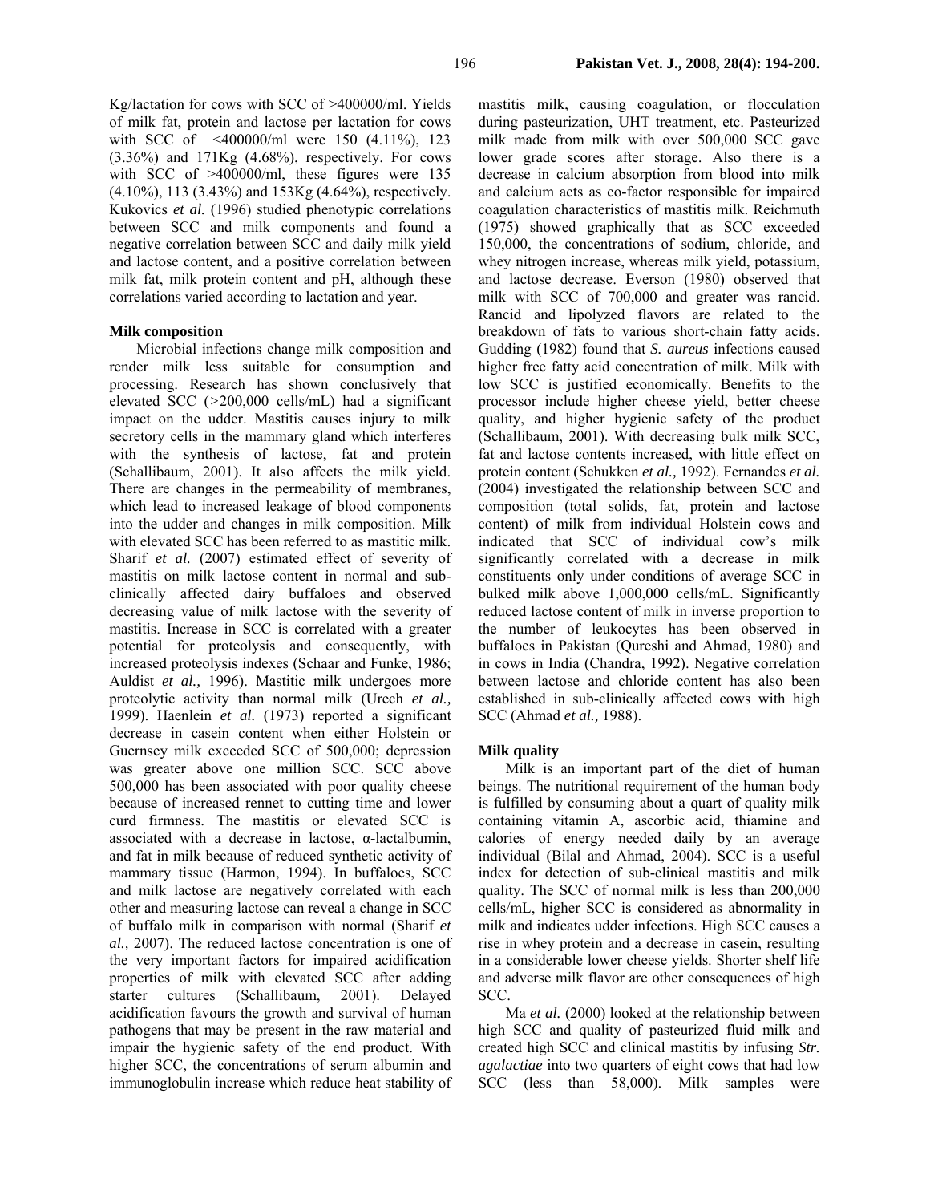Kg/lactation for cows with SCC of >400000/ml. Yields of milk fat, protein and lactose per lactation for cows with SCC of <400000/ml were 150 (4.11%), 123 (3.36%) and 171Kg (4.68%), respectively. For cows with SCC of >400000/ml, these figures were 135 (4.10%), 113 (3.43%) and 153Kg (4.64%), respectively. Kukovics *et al.* (1996) studied phenotypic correlations between SCC and milk components and found a negative correlation between SCC and daily milk yield and lactose content, and a positive correlation between milk fat, milk protein content and pH, although these correlations varied according to lactation and year.

**Milk composition**

Microbial infections change milk composition and render milk less suitable for consumption and processing. Research has shown conclusively that elevated SCC (>200,000 cells/mL) had a significant impact on the udder. Mastitis causes injury to milk secretory cells in the mammary gland which interferes with the synthesis of lactose, fat and protein (Schallibaum, 2001). It also affects the milk yield. There are changes in the permeability of membranes, which lead to increased leakage of blood components into the udder and changes in milk composition. Milk with elevated SCC has been referred to as mastitic milk. Sharif *et al.* (2007) estimated effect of severity of mastitis on milk lactose content in normal and sub-clinically affected dairy buffaloes and observed decreasing value of milk lactose with the severity of mastitis. Increase in SCC is correlated with a greater potential for proteolysis and consequently, with increased proteolysis indexes (Schaar and Funke, 1986; Auldist *et al.,* 1996). Mastitic milk undergoes more proteolytic activity than normal milk (Urech *et al.,* 1999). Haenlein *et al.* (1973) reported a significant decrease in casein content when either Holstein or Guernsey milk exceeded SCC of 500,000; depression was greater above one million SCC. SCC above 500,000 has been associated with poor quality cheese because of increased rennet to cutting time and lower curd firmness. The mastitis or elevated SCC is associated with a decrease in lactose, α-lactalbumin, and fat in milk because of reduced synthetic activity of mammary tissue (Harmon, 1994). In buffaloes, SCC and milk lactose are negatively correlated with each other and measuring lactose can reveal a change in SCC of buffalo milk in comparison with normal (Sharif *et al.,* 2007). The reduced lactose concentration is one of the very important factors for impaired acidification properties of milk with elevated SCC after adding starter cultures (Schallibaum, 2001). Delayed acidification favours the growth and survival of human pathogens that may be present in the raw material and impair the hygienic safety of the end product. With higher SCC, the concentrations of serum albumin and immunoglobulin increase which reduce heat stability of mastitis milk, causing coagulation, or flocculation during pasteurization, UHT treatment, etc. Pasteurized milk made from milk with over 500,000 SCC gave lower grade scores after storage. Also there is a decrease in calcium absorption from blood into milk and calcium acts as co-factor responsible for impaired coagulation characteristics of mastitis milk. Reichmuth (1975) showed graphically that as SCC exceeded 150,000, the concentrations of sodium, chloride, and whey nitrogen increase, whereas milk yield, potassium, and lactose decrease. Everson (1980) observed that milk with SCC of 700,000 and greater was rancid. Rancid and lipolyzed flavors are related to the breakdown of fats to various short-chain fatty acids. Gudding (1982) found that *S. aureus* infections caused higher free fatty acid concentration of milk. Milk with low SCC is justified economically. Benefits to the processor include higher cheese yield, better cheese quality, and higher hygienic safety of the product (Schallibaum, 2001). With decreasing bulk milk SCC, fat and lactose contents increased, with little effect on protein content (Schukken *et al.,* 1992). Fernandes *et al.* (2004) investigated the relationship between SCC and composition (total solids, fat, protein and lactose content) of milk from individual Holstein cows and indicated that SCC of individual cow's milk significantly correlated with a decrease in milk constituents only under conditions of average SCC in bulked milk above 1,000,000 cells/mL. Significantly reduced lactose content of milk in inverse proportion to the number of leukocytes has been observed in buffaloes in Pakistan (Qureshi and Ahmad, 1980) and in cows in India (Chandra, 1992). Negative correlation between lactose and chloride content has also been established in sub-clinically affected cows with high SCC (Ahmad *et al.,* 1988).

**Milk quality**

Milk is an important part of the diet of human beings. The nutritional requirement of the human body is fulfilled by consuming about a quart of quality milk containing vitamin A, ascorbic acid, thiamine and calories of energy needed daily by an average individual (Bilal and Ahmad, 2004). SCC is a useful index for detection of sub-clinical mastitis and milk quality. The SCC of normal milk is less than 200,000 cells/mL, higher SCC is considered as abnormality in milk and indicates udder infections. High SCC causes a rise in whey protein and a decrease in casein, resulting in a considerable lower cheese yields. Shorter shelf life and adverse milk flavor are other consequences of high SCC.

Ma *et al.* (2000) looked at the relationship between high SCC and quality of pasteurized fluid milk and created high SCC and clinical mastitis by infusing *Str. agalactiae* into two quarters of eight cows that had low SCC (less than 58,000). Milk samples were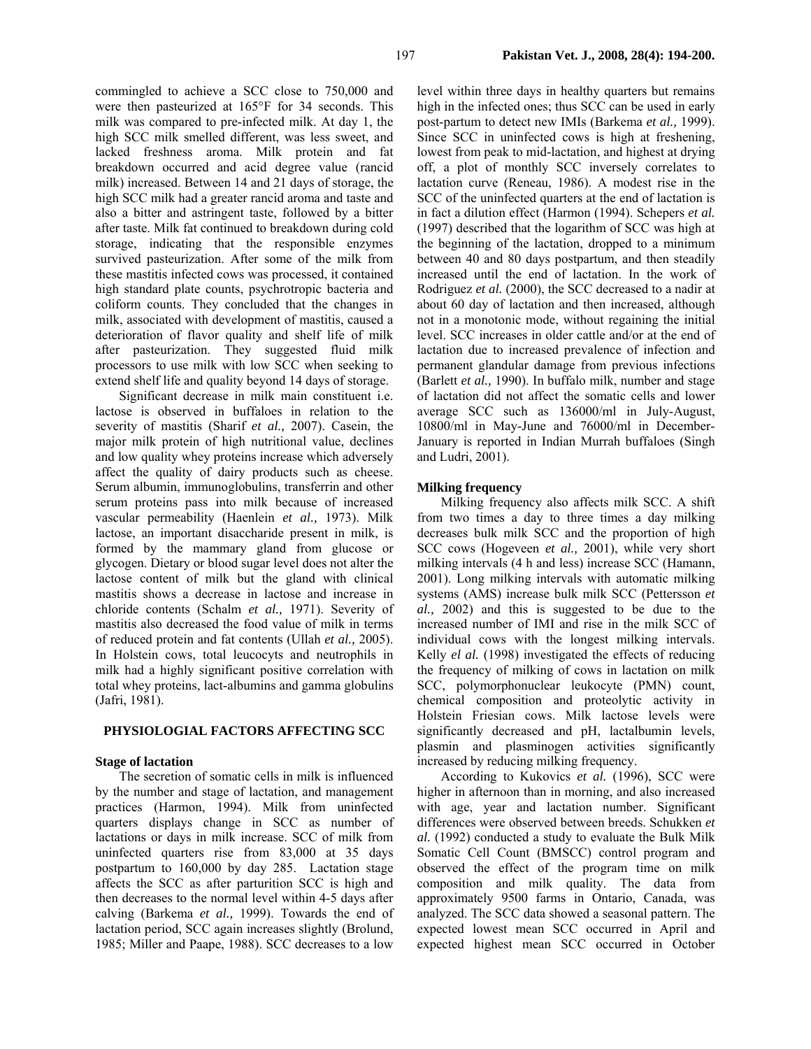commingled to achieve a SCC close to 750,000 and were then pasteurized at 165°F for 34 seconds. This milk was compared to pre-infected milk. At day 1, the high SCC milk smelled different, was less sweet, and lacked freshness aroma. Milk protein and fat breakdown occurred and acid degree value (rancid milk) increased. Between 14 and 21 days of storage, the high SCC milk had a greater rancid aroma and taste and also a bitter and astringent taste, followed by a bitter after taste. Milk fat continued to breakdown during cold storage, indicating that the responsible enzymes survived pasteurization. After some of the milk from these mastitis infected cows was processed, it contained high standard plate counts, psychrotropic bacteria and coliform counts. They concluded that the changes in milk, associated with development of mastitis, caused a deterioration of flavor quality and shelf life of milk after pasteurization. They suggested fluid milk processors to use milk with low SCC when seeking to extend shelf life and quality beyond 14 days of storage.

Significant decrease in milk main constituent i.e. lactose is observed in buffaloes in relation to the severity of mastitis (Sharif *et al.,* 2007). Casein, the major milk protein of high nutritional value, declines and low quality whey proteins increase which adversely affect the quality of dairy products such as cheese. Serum albumin, immunoglobulins, transferrin and other serum proteins pass into milk because of increased vascular permeability (Haenlein *et al.,* 1973). Milk lactose, an important disaccharide present in milk, is formed by the mammary gland from glucose or glycogen. Dietary or blood sugar level does not alter the lactose content of milk but the gland with clinical mastitis shows a decrease in lactose and increase in chloride contents (Schalm *et al.,* 1971). Severity of mastitis also decreased the food value of milk in terms of reduced protein and fat contents (Ullah *et al.,* 2005). In Holstein cows, total leucocyts and neutrophils in milk had a highly significant positive correlation with total whey proteins, lact-albumins and gamma globulins (Jafri, 1981).

## PHYSIOLOGIAL FACTORS AFFECTING SCC

### Stage of lactation

The secretion of somatic cells in milk is influenced by the number and stage of lactation, and management practices (Harmon, 1994). Milk from uninfected quarters displays change in SCC as number of lactations or days in milk increase. SCC of milk from uninfected quarters rise from 83,000 at 35 days postpartum to 160,000 by day 285. Lactation stage affects the SCC as after parturition SCC is high and then decreases to the normal level within 4-5 days after calving (Barkema *et al.,* 1999). Towards the end of lactation period, SCC again increases slightly (Brolund, 1985; Miller and Paape, 1988). SCC decreases to a low level within three days in healthy quarters but remains high in the infected ones; thus SCC can be used in early post-partum to detect new IMIs (Barkema *et al.,* 1999). Since SCC in uninfected cows is high at freshening, lowest from peak to mid-lactation, and highest at drying off, a plot of monthly SCC inversely correlates to lactation curve (Reneau, 1986). A modest rise in the SCC of the uninfected quarters at the end of lactation is in fact a dilution effect (Harmon (1994). Schepers *et al.* (1997) described that the logarithm of SCC was high at the beginning of the lactation, dropped to a minimum between 40 and 80 days postpartum, and then steadily increased until the end of lactation. In the work of Rodriguez *et al.* (2000), the SCC decreased to a nadir at about 60 day of lactation and then increased, although not in a monotonic mode, without regaining the initial level. SCC increases in older cattle and/or at the end of lactation due to increased prevalence of infection and permanent glandular damage from previous infections (Barlett *et al.,* 1990). In buffalo milk, number and stage of lactation did not affect the somatic cells and lower average SCC such as 136000/ml in July-August, 10800/ml in May-June and 76000/ml in December-January is reported in Indian Murrah buffaloes (Singh and Ludri, 2001).

### Milking frequency

Milking frequency also affects milk SCC. A shift from two times a day to three times a day milking decreases bulk milk SCC and the proportion of high SCC cows (Hogeveen *et al.,* 2001), while very short milking intervals (4 h and less) increase SCC (Hamann, 2001). Long milking intervals with automatic milking systems (AMS) increase bulk milk SCC (Pettersson *et al.,* 2002) and this is suggested to be due to the increased number of IMI and rise in the milk SCC of individual cows with the longest milking intervals. Kelly *el al.* (1998) investigated the effects of reducing the frequency of milking of cows in lactation on milk SCC, polymorphonuclear leukocyte (PMN) count, chemical composition and proteolytic activity in Holstein Friesian cows. Milk lactose levels were significantly decreased and pH, lactalbumin levels, plasmin and plasminogen activities significantly increased by reducing milking frequency.

According to Kukovics *et al.* (1996), SCC were higher in afternoon than in morning, and also increased with age, year and lactation number. Significant differences were observed between breeds. Schukken *et al.* (1992) conducted a study to evaluate the Bulk Milk Somatic Cell Count (BMSCC) control program and observed the effect of the program time on milk composition and milk quality. The data from approximately 9500 farms in Ontario, Canada, was analyzed. The SCC data showed a seasonal pattern. The expected lowest mean SCC occurred in April and expected highest mean SCC occurred in October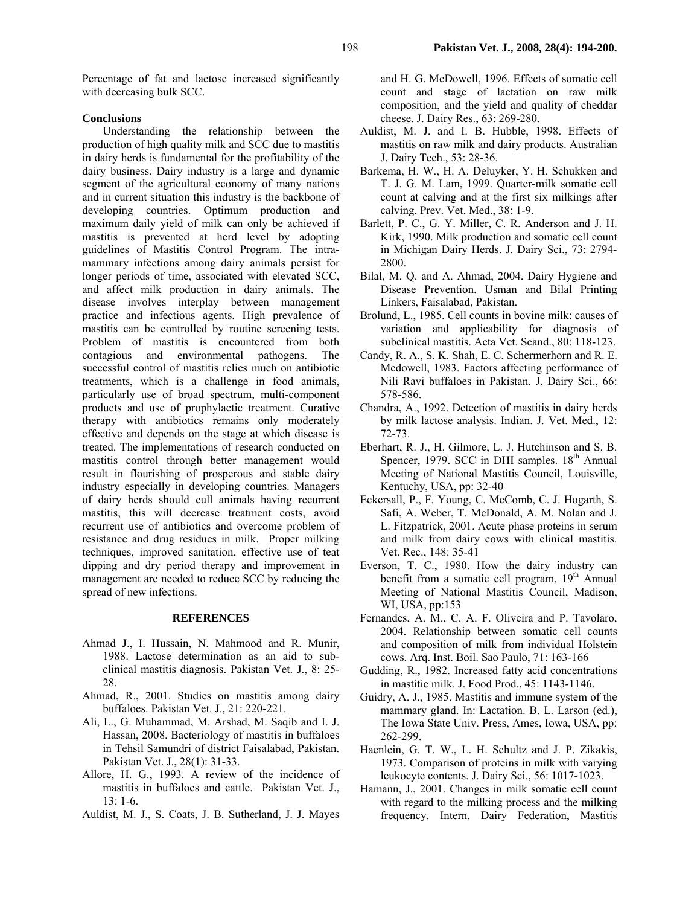Percentage of fat and lactose increased significantly with decreasing bulk SCC.

### Conclusions

Understanding the relationship between the production of high quality milk and SCC due to mastitis in dairy herds is fundamental for the profitability of the dairy business. Dairy industry is a large and dynamic segment of the agricultural economy of many nations and in current situation this industry is the backbone of developing countries. Optimum production and maximum daily yield of milk can only be achieved if mastitis is prevented at herd level by adopting guidelines of Mastitis Control Program. The intra-mammary infections among dairy animals persist for longer periods of time, associated with elevated SCC, and affect milk production in dairy animals. The disease involves interplay between management practice and infectious agents. High prevalence of mastitis can be controlled by routine screening tests. Problem of mastitis is encountered from both contagious and environmental pathogens. The successful control of mastitis relies much on antibiotic treatments, which is a challenge in food animals, particularly use of broad spectrum, multi-component products and use of prophylactic treatment. Curative therapy with antibiotics remains only moderately effective and depends on the stage at which disease is treated. The implementations of research conducted on mastitis control through better management would result in flourishing of prosperous and stable dairy industry especially in developing countries. Managers of dairy herds should cull animals having recurrent mastitis, this will decrease treatment costs, avoid recurrent use of antibiotics and overcome problem of resistance and drug residues in milk. Proper milking techniques, improved sanitation, effective use of teat dipping and dry period therapy and improvement in management are needed to reduce SCC by reducing the spread of new infections.

## REFERENCES

Ahmad J., I. Hussain, N. Mahmood and R. Munir, 1988. Lactose determination as an aid to sub-clinical mastitis diagnosis. Pakistan Vet. J., 8: 25-28.

Ahmad, R., 2001. Studies on mastitis among dairy buffaloes. Pakistan Vet. J., 21: 220-221.

Ali, L., G. Muhammad, M. Arshad, M. Saqib and I. J. Hassan, 2008. Bacteriology of mastitis in buffaloes in Tehsil Samundri of district Faisalabad, Pakistan. Pakistan Vet. J., 28(1): 31-33.

Allore, H. G., 1993. A review of the incidence of mastitis in buffaloes and cattle. Pakistan Vet. J., 13: 1-6.

Auldist, M. J., S. Coats, J. B. Sutherland, J. J. Mayes and H. G. McDowell, 1996. Effects of somatic cell count and stage of lactation on raw milk composition, and the yield and quality of cheddar cheese. J. Dairy Res., 63: 269-280.

Auldist, M. J. and I. B. Hubble, 1998. Effects of mastitis on raw milk and dairy products. Australian J. Dairy Tech., 53: 28-36.

Barkema, H. W., H. A. Deluyker, Y. H. Schukken and T. J. G. M. Lam, 1999. Quarter-milk somatic cell count at calving and at the first six milkings after calving. Prev. Vet. Med., 38: 1-9.

Barlett, P. C., G. Y. Miller, C. R. Anderson and J. H. Kirk, 1990. Milk production and somatic cell count in Michigan Dairy Herds. J. Dairy Sci., 73: 2794-2800.

Bilal, M. Q. and A. Ahmad, 2004. Dairy Hygiene and Disease Prevention. Usman and Bilal Printing Linkers, Faisalabad, Pakistan.

Brolund, L., 1985. Cell counts in bovine milk: causes of variation and applicability for diagnosis of subclinical mastitis. Acta Vet. Scand., 80: 118-123.

Candy, R. A., S. K. Shah, E. C. Schermerhorn and R. E. Mcdowell, 1983. Factors affecting performance of Nili Ravi buffaloes in Pakistan. J. Dairy Sci., 66: 578-586.

Chandra, A., 1992. Detection of mastitis in dairy herds by milk lactose analysis. Indian. J. Vet. Med., 12: 72-73.

Eberhart, R. J., H. Gilmore, L. J. Hutchinson and S. B. Spencer, 1979. SCC in DHI samples. 18th Annual Meeting of National Mastitis Council, Louisville, Kentuchy, USA, pp: 32-40

Eckersall, P., F. Young, C. McComb, C. J. Hogarth, S. Safi, A. Weber, T. McDonald, A. M. Nolan and J. L. Fitzpatrick, 2001. Acute phase proteins in serum and milk from dairy cows with clinical mastitis. Vet. Rec., 148: 35-41

Everson, T. C., 1980. How the dairy industry can benefit from a somatic cell program. 19th Annual Meeting of National Mastitis Council, Madison, WI, USA, pp:153

Fernandes, A. M., C. A. F. Oliveira and P. Tavolaro, 2004. Relationship between somatic cell counts and composition of milk from individual Holstein cows. Arq. Inst. Boil. Sao Paulo, 71: 163-166

Gudding, R., 1982. Increased fatty acid concentrations in mastitic milk. J. Food Prod., 45: 1143-1146.

Guidry, A. J., 1985. Mastitis and immune system of the mammary gland. In: Lactation. B. L. Larson (ed.), The Iowa State Univ. Press, Ames, Iowa, USA, pp: 262-299.

Haenlein, G. T. W., L. H. Schultz and J. P. Zikakis, 1973. Comparison of proteins in milk with varying leukocyte contents. J. Dairy Sci., 56: 1017-1023.

Hamann, J., 2001. Changes in milk somatic cell count with regard to the milking process and the milking frequency. Intern. Dairy Federation, Mastitis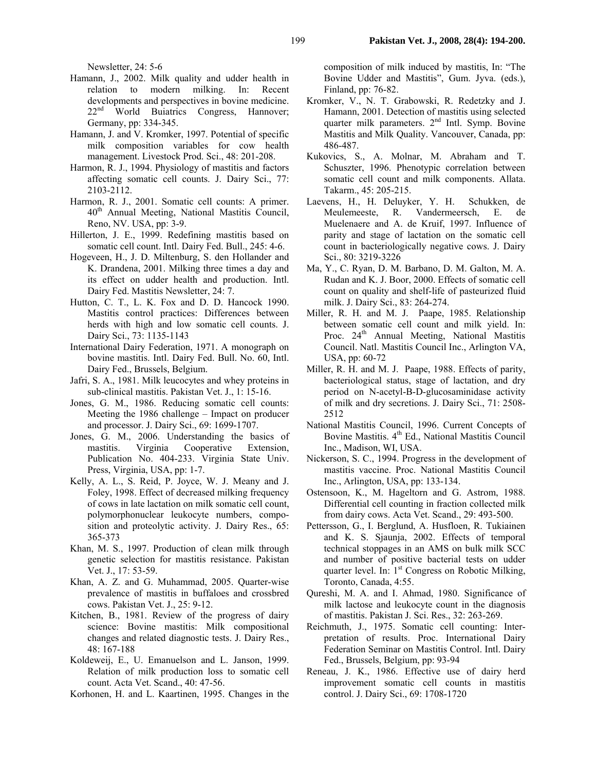Newsletter, 24: 5-6

Hamann, J., 2002. Milk quality and udder health in relation to modern milking. In: Recent developments and perspectives in bovine medicine. 22nd World Buiatrics Congress, Hannover; Germany, pp: 334-345.

Hamann, J. and V. Kromker, 1997. Potential of specific milk composition variables for cow health management. Livestock Prod. Sci., 48: 201-208.

Harmon, R. J., 1994. Physiology of mastitis and factors affecting somatic cell counts. J. Dairy Sci., 77: 2103-2112.

Harmon, R. J., 2001. Somatic cell counts: A primer. 40th Annual Meeting, National Mastitis Council, Reno, NV. USA, pp: 3-9.

Hillerton, J. E., 1999. Redefining mastitis based on somatic cell count. Intl. Dairy Fed. Bull., 245: 4-6.

Hogeveen, H., J. D. Miltenburg, S. den Hollander and K. Drandena, 2001. Milking three times a day and its effect on udder health and production. Intl. Dairy Fed. Mastitis Newsletter, 24: 7.

Hutton, C. T., L. K. Fox and D. D. Hancock 1990. Mastitis control practices: Differences between herds with high and low somatic cell counts. J. Dairy Sci., 73: 1135-1143

International Dairy Federation, 1971. A monograph on bovine mastitis. Intl. Dairy Fed. Bull. No. 60, Intl. Dairy Fed., Brussels, Belgium.

Jafri, S. A., 1981. Milk leucocytes and whey proteins in sub-clinical mastitis. Pakistan Vet. J., 1: 15-16.

Jones, G. M., 1986. Reducing somatic cell counts: Meeting the 1986 challenge – Impact on producer and processor. J. Dairy Sci., 69: 1699-1707.

Jones, G. M., 2006. Understanding the basics of mastitis. Virginia Cooperative Extension, Publication No. 404-233. Virginia State Univ. Press, Virginia, USA, pp: 1-7.

Kelly, A. L., S. Reid, P. Joyce, W. J. Meany and J. Foley, 1998. Effect of decreased milking frequency of cows in late lactation on milk somatic cell count, polymorphonuclear leukocyte numbers, composition and proteolytic activity. J. Dairy Res., 65: 365-373

Khan, M. S., 1997. Production of clean milk through genetic selection for mastitis resistance. Pakistan Vet. J., 17: 53-59.

Khan, A. Z. and G. Muhammad, 2005. Quarter-wise prevalence of mastitis in buffaloes and crossbred cows. Pakistan Vet. J., 25: 9-12.

Kitchen, B., 1981. Review of the progress of dairy science: Bovine mastitis: Milk compositional changes and related diagnostic tests. J. Dairy Res., 48: 167-188

Koldeweij, E., U. Emanuelson and L. Janson, 1999. Relation of milk production loss to somatic cell count. Acta Vet. Scand., 40: 47-56.

Korhonen, H. and L. Kaartinen, 1995. Changes in the composition of milk induced by mastitis, In: "The Bovine Udder and Mastitis", Gum. Jyva. (eds.), Finland, pp: 76-82.

Kromker, V., N. T. Grabowski, R. Redetzky and J. Hamann, 2001. Detection of mastitis using selected quarter milk parameters. 2nd Intl. Symp. Bovine Mastitis and Milk Quality. Vancouver, Canada, pp: 486-487.

Kukovics, S., A. Molnar, M. Abraham and T. Schuszter, 1996. Phenotypic correlation between somatic cell count and milk components. Allata. Takarm., 45: 205-215.

Laevens, H., H. Deluyker, Y. H. Schukken, de Meulemeeste, R. Vandermeersch, E. de Muelenaere and A. de Kruif, 1997. Influence of parity and stage of lactation on the somatic cell count in bacteriologically negative cows. J. Dairy Sci., 80: 3219-3226

Ma, Y., C. Ryan, D. M. Barbano, D. M. Galton, M. A. Rudan and K. J. Boor, 2000. Effects of somatic cell count on quality and shelf-life of pasteurized fluid milk. J. Dairy Sci., 83: 264-274.

Miller, R. H. and M. J. Paape, 1985. Relationship between somatic cell count and milk yield. In: Proc. 24th Annual Meeting, National Mastitis Council. Natl. Mastitis Council Inc., Arlington VA, USA, pp: 60-72

Miller, R. H. and M. J. Paape, 1988. Effects of parity, bacteriological status, stage of lactation, and dry period on N-acetyl-B-D-glucosaminidase activity of milk and dry secretions. J. Dairy Sci., 71: 2508-2512

National Mastitis Council, 1996. Current Concepts of Bovine Mastitis. 4th Ed., National Mastitis Council Inc., Madison, WI, USA.

Nickerson, S. C., 1994. Progress in the development of mastitis vaccine. Proc. National Mastitis Council Inc., Arlington, USA, pp: 133-134.

Ostensoon, K., M. Hageltorn and G. Astrom, 1988. Differential cell counting in fraction collected milk from dairy cows. Acta Vet. Scand., 29: 493-500.

Pettersson, G., I. Berglund, A. Husfloen, R. Tukiainen and K. S. Sjaunja, 2002. Effects of temporal technical stoppages in an AMS on bulk milk SCC and number of positive bacterial tests on udder quarter level. In: 1st Congress on Robotic Milking, Toronto, Canada, 4:55.

Qureshi, M. A. and I. Ahmad, 1980. Significance of milk lactose and leukocyte count in the diagnosis of mastitis. Pakistan J. Sci. Res., 32: 263-269.

Reichmuth, J., 1975. Somatic cell counting: Interpretation of results. Proc. International Dairy Federation Seminar on Mastitis Control. Intl. Dairy Fed., Brussels, Belgium, pp: 93-94

Reneau, J. K., 1986. Effective use of dairy herd improvement somatic cell counts in mastitis control. J. Dairy Sci., 69: 1708-1720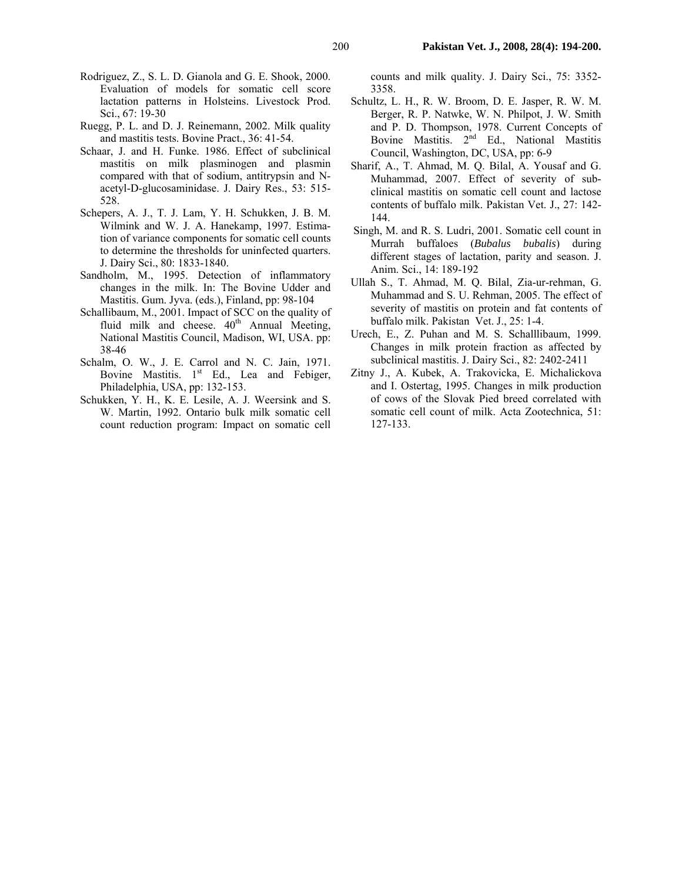Rodriguez, Z., S. L. D. Gianola and G. E. Shook, 2000. Evaluation of models for somatic cell score lactation patterns in Holsteins. Livestock Prod. Sci., 67: 19-30

Ruegg, P. L. and D. J. Reinemann, 2002. Milk quality and mastitis tests. Bovine Pract., 36: 41-54.

Schaar, J. and H. Funke. 1986. Effect of subclinical mastitis on milk plasminogen and plasmin compared with that of sodium, antitrypsin and N-acetyl-D-glucosaminidase. J. Dairy Res., 53: 515-528.

Schepers, A. J., T. J. Lam, Y. H. Schukken, J. B. M. Wilmink and W. J. A. Hanekamp, 1997. Estimation of variance components for somatic cell counts to determine the thresholds for uninfected quarters. J. Dairy Sci., 80: 1833-1840.

Sandholm, M., 1995. Detection of inflammatory changes in the milk. In: The Bovine Udder and Mastitis. Gum. Jyva. (eds.), Finland, pp: 98-104

Schallibaum, M., 2001. Impact of SCC on the quality of fluid milk and cheese. 40th Annual Meeting, National Mastitis Council, Madison, WI, USA. pp: 38-46

Schalm, O. W., J. E. Carrol and N. C. Jain, 1971. Bovine Mastitis. 1st Ed., Lea and Febiger, Philadelphia, USA, pp: 132-153.

Schukken, Y. H., K. E. Lesile, A. J. Weersink and S. W. Martin, 1992. Ontario bulk milk somatic cell count reduction program: Impact on somatic cell counts and milk quality. J. Dairy Sci., 75: 3352-3358.

Schultz, L. H., R. W. Broom, D. E. Jasper, R. W. M. Berger, R. P. Natwke, W. N. Philpot, J. W. Smith and P. D. Thompson, 1978. Current Concepts of Bovine Mastitis. 2nd Ed., National Mastitis Council, Washington, DC, USA, pp: 6-9

Sharif, A., T. Ahmad, M. Q. Bilal, A. Yousaf and G. Muhammad, 2007. Effect of severity of sub-clinical mastitis on somatic cell count and lactose contents of buffalo milk. Pakistan Vet. J., 27: 142-144.

Singh, M. and R. S. Ludri, 2001. Somatic cell count in Murrah buffaloes (*Bubalus bubalis*) during different stages of lactation, parity and season. J. Anim. Sci., 14: 189-192

Ullah S., T. Ahmad, M. Q. Bilal, Zia-ur-rehman, G. Muhammad and S. U. Rehman, 2005. The effect of severity of mastitis on protein and fat contents of buffalo milk. Pakistan Vet. J., 25: 1-4.

Urech, E., Z. Puhan and M. S. Schalllibaum, 1999. Changes in milk protein fraction as affected by subclinical mastitis. J. Dairy Sci., 82: 2402-2411

Zitny J., A. Kubek, A. Trakovicka, E. Michalickova and I. Ostertag, 1995. Changes in milk production of cows of the Slovak Pied breed correlated with somatic cell count of milk. Acta Zootechnica, 51: 127-133.